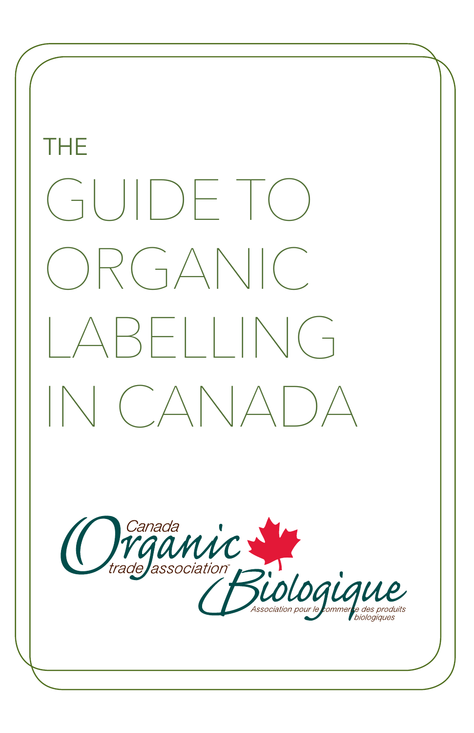# THE GUIDE TO ORGANIC LABELLING IN CANADA

Canada Organic trade association™

Biologique

Association pour le commerce des produits biologiques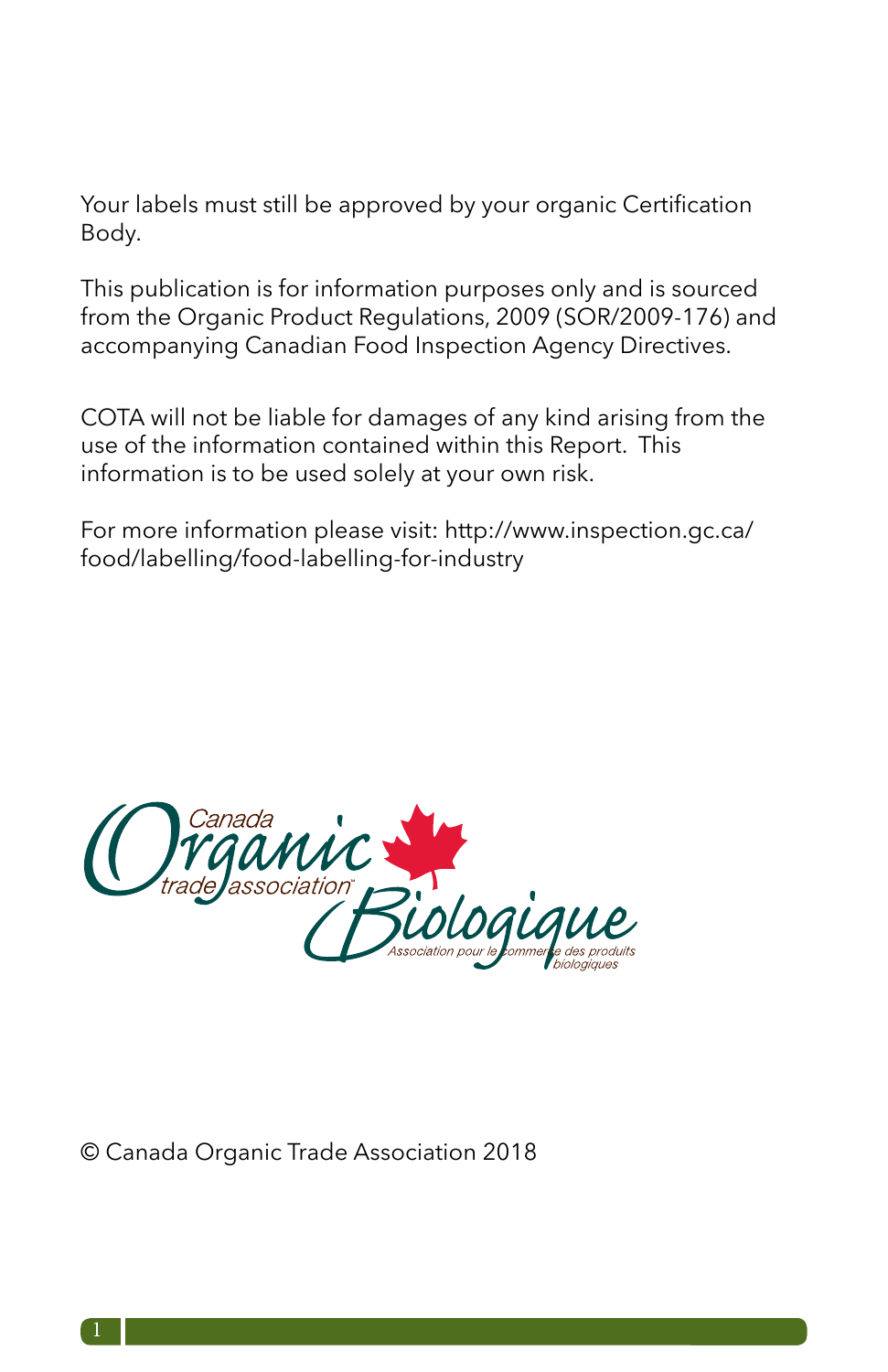Your labels must still be approved by your organic Certification Body.

This publication is for information purposes only and is sourced from the Organic Product Regulations, 2009 (SOR/2009-176) and accompanying Canadian Food Inspection Agency Directives.

COTA will not be liable for damages of any kind arising from the use of the information contained within this Report. This information is to be used solely at your own risk.

For more information please visit: http://www.inspection.gc.ca/food/labelling/food-labelling-for-industry

Canada Organic trade association™ Biologique Association pour le commerce des produits biologiques

© Canada Organic Trade Association 2018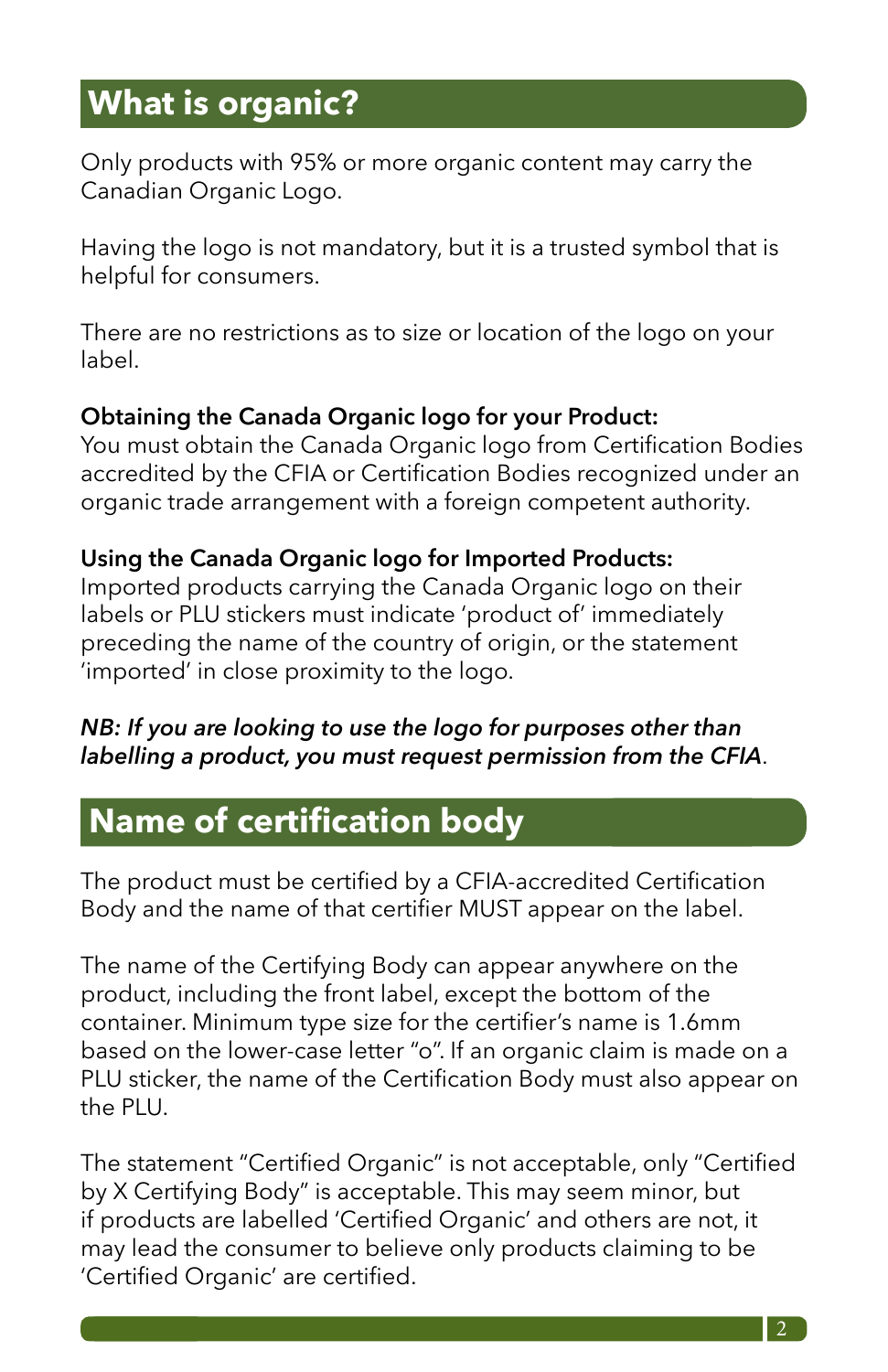## What is organic?

Only products with 95% or more organic content may carry the Canadian Organic Logo.

Having the logo is not mandatory, but it is a trusted symbol that is helpful for consumers.

There are no restrictions as to size or location of the logo on your label.

**Obtaining the Canada Organic logo for your Product:**
You must obtain the Canada Organic logo from Certification Bodies accredited by the CFIA or Certification Bodies recognized under an organic trade arrangement with a foreign competent authority.

**Using the Canada Organic logo for Imported Products:**
Imported products carrying the Canada Organic logo on their labels or PLU stickers must indicate 'product of' immediately preceding the name of the country of origin, or the statement 'imported' in close proximity to the logo.

***NB: If you are looking to use the logo for purposes other than labelling a product, you must request permission from the CFIA***.

## Name of certification body

The product must be certified by a CFIA-accredited Certification Body and the name of that certifier MUST appear on the label.

The name of the Certifying Body can appear anywhere on the product, including the front label, except the bottom of the container. Minimum type size for the certifier's name is 1.6mm based on the lower-case letter "o". If an organic claim is made on a PLU sticker, the name of the Certification Body must also appear on the PLU.

The statement "Certified Organic" is not acceptable, only "Certified by X Certifying Body" is acceptable. This may seem minor, but if products are labelled 'Certified Organic' and others are not, it may lead the consumer to believe only products claiming to be 'Certified Organic' are certified.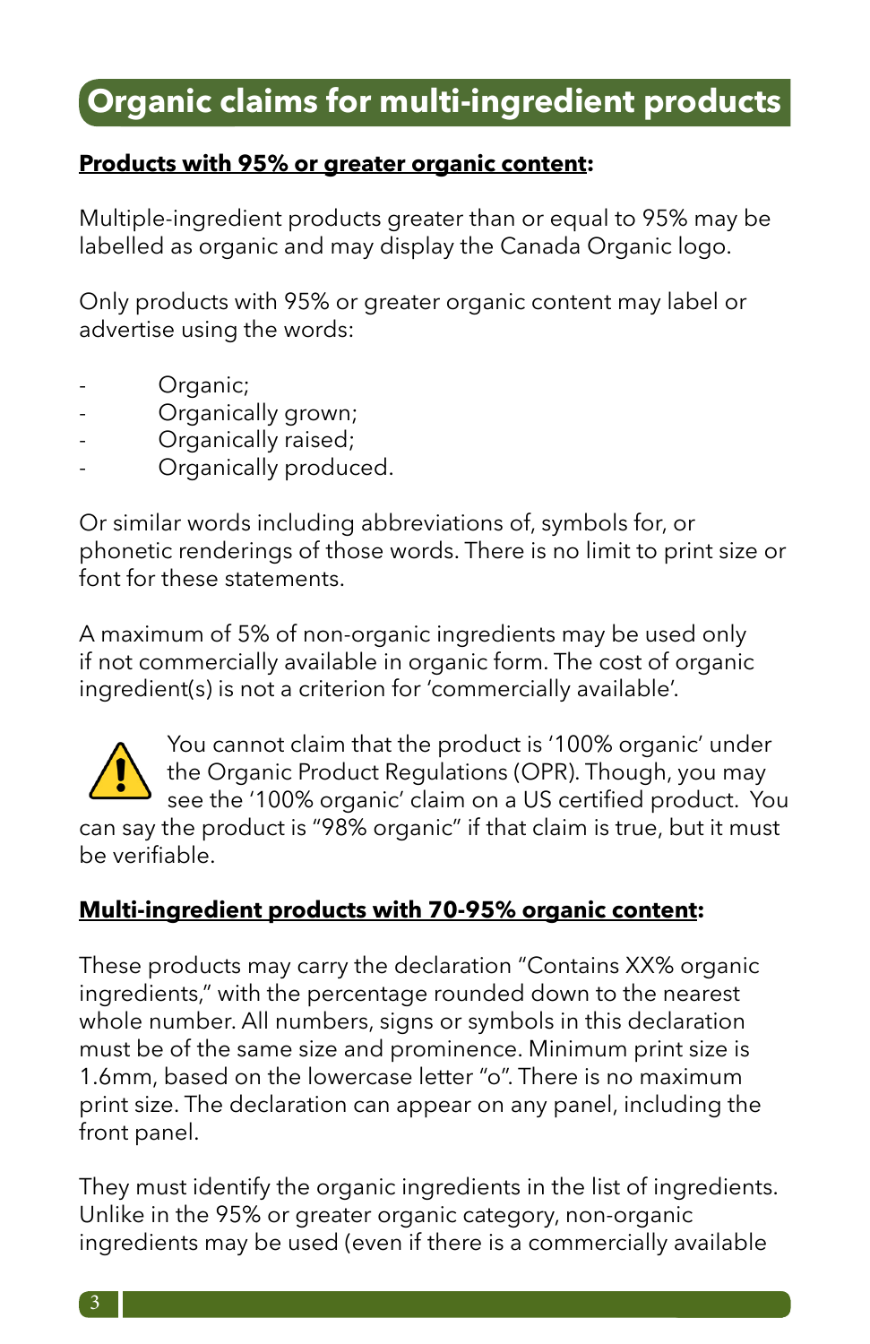# Organic claims for multi-ingredient products

**Products with 95% or greater organic content:**

Multiple-ingredient products greater than or equal to 95% may be labelled as organic and may display the Canada Organic logo.

Only products with 95% or greater organic content may label or advertise using the words:

- Organic;
- Organically grown;
- Organically raised;
- Organically produced.

Or similar words including abbreviations of, symbols for, or phonetic renderings of those words. There is no limit to print size or font for these statements.

A maximum of 5% of non-organic ingredients may be used only if not commercially available in organic form. The cost of organic ingredient(s) is not a criterion for 'commercially available'.

⚠ You cannot claim that the product is '100% organic' under the Organic Product Regulations (OPR). Though, you may see the '100% organic' claim on a US certified product. You can say the product is "98% organic" if that claim is true, but it must be verifiable.

**Multi-ingredient products with 70-95% organic content:**

These products may carry the declaration "Contains XX% organic ingredients," with the percentage rounded down to the nearest whole number. All numbers, signs or symbols in this declaration must be of the same size and prominence. Minimum print size is 1.6mm, based on the lowercase letter "o". There is no maximum print size. The declaration can appear on any panel, including the front panel.

They must identify the organic ingredients in the list of ingredients. Unlike in the 95% or greater organic category, non-organic ingredients may be used (even if there is a commercially available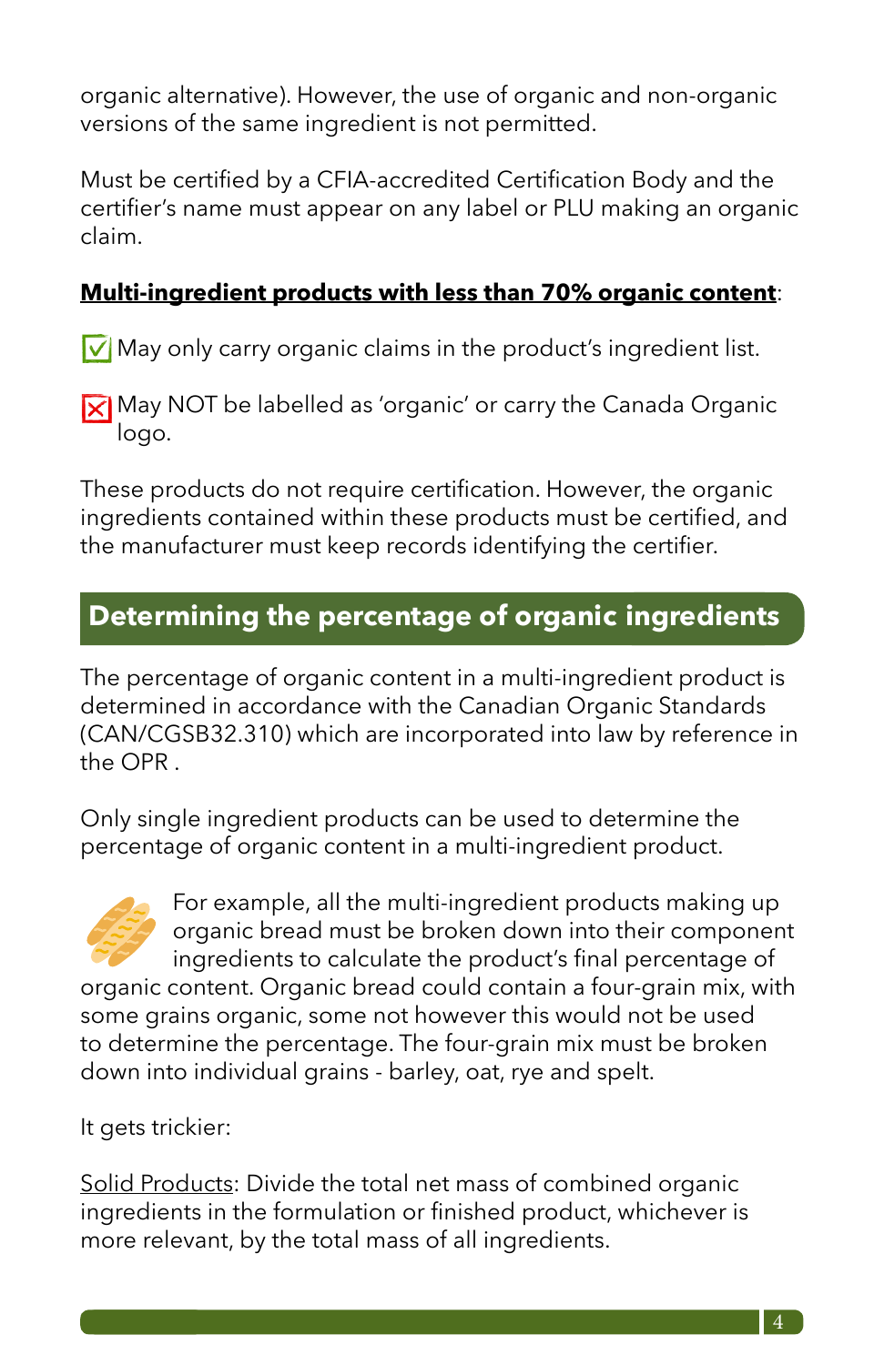organic alternative). However, the use of organic and non-organic versions of the same ingredient is not permitted.

Must be certified by a CFIA-accredited Certification Body and the certifier's name must appear on any label or PLU making an organic claim.

**Multi-ingredient products with less than 70% organic content**:

☑ May only carry organic claims in the product's ingredient list.

☒ May NOT be labelled as 'organic' or carry the Canada Organic logo.

These products do not require certification. However, the organic ingredients contained within these products must be certified, and the manufacturer must keep records identifying the certifier.

## Determining the percentage of organic ingredients

The percentage of organic content in a multi-ingredient product is determined in accordance with the Canadian Organic Standards (CAN/CGSB32.310) which are incorporated into law by reference in the OPR .

Only single ingredient products can be used to determine the percentage of organic content in a multi-ingredient product.

For example, all the multi-ingredient products making up organic bread must be broken down into their component ingredients to calculate the product's final percentage of organic content. Organic bread could contain a four-grain mix, with some grains organic, some not however this would not be used to determine the percentage. The four-grain mix must be broken down into individual grains - barley, oat, rye and spelt.

It gets trickier:

Solid Products: Divide the total net mass of combined organic ingredients in the formulation or finished product, whichever is more relevant, by the total mass of all ingredients.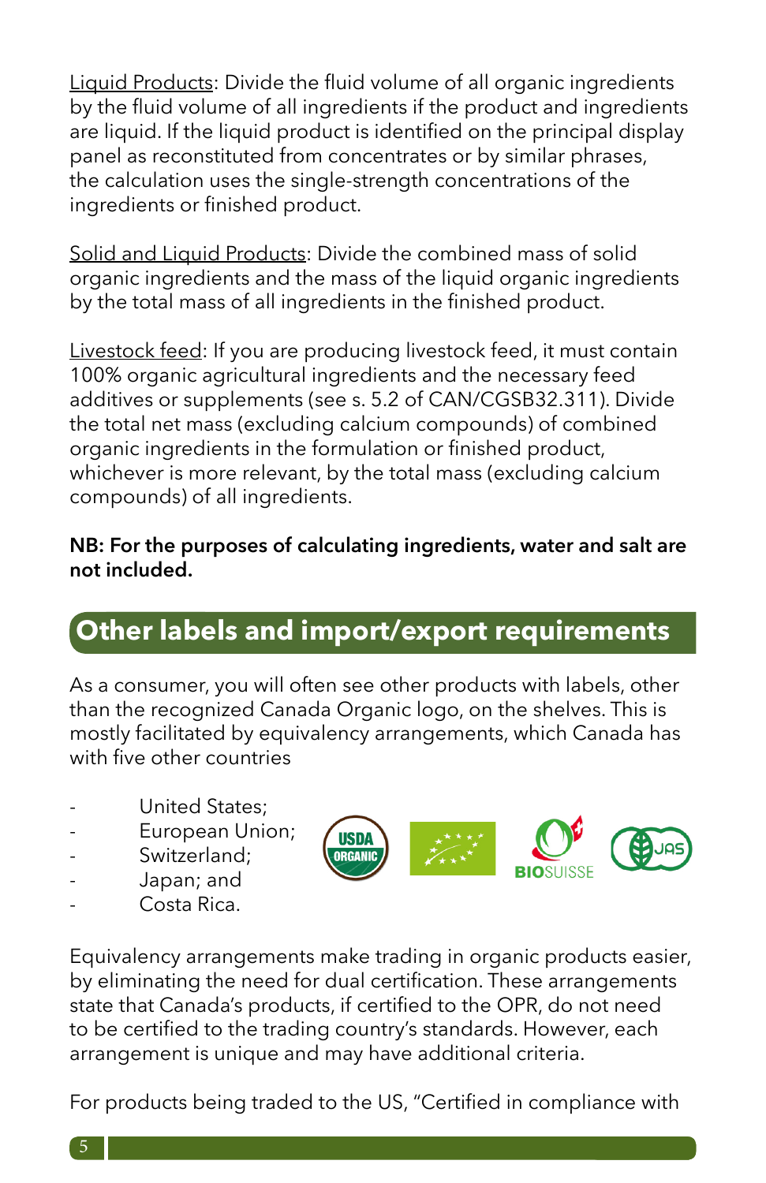Liquid Products: Divide the fluid volume of all organic ingredients by the fluid volume of all ingredients if the product and ingredients are liquid. If the liquid product is identified on the principal display panel as reconstituted from concentrates or by similar phrases, the calculation uses the single-strength concentrations of the ingredients or finished product.

Solid and Liquid Products: Divide the combined mass of solid organic ingredients and the mass of the liquid organic ingredients by the total mass of all ingredients in the finished product.

Livestock feed: If you are producing livestock feed, it must contain 100% organic agricultural ingredients and the necessary feed additives or supplements (see s. 5.2 of CAN/CGSB32.311). Divide the total net mass (excluding calcium compounds) of combined organic ingredients in the formulation or finished product, whichever is more relevant, by the total mass (excluding calcium compounds) of all ingredients.

**NB: For the purposes of calculating ingredients, water and salt are not included.**

## Other labels and import/export requirements

As a consumer, you will often see other products with labels, other than the recognized Canada Organic logo, on the shelves. This is mostly facilitated by equivalency arrangements, which Canada has with five other countries

- United States;
- European Union;
- Switzerland;
- Japan; and
- Costa Rica.

Equivalency arrangements make trading in organic products easier, by eliminating the need for dual certification. These arrangements state that Canada's products, if certified to the OPR, do not need to be certified to the trading country's standards. However, each arrangement is unique and may have additional criteria.

For products being traded to the US, "Certified in compliance with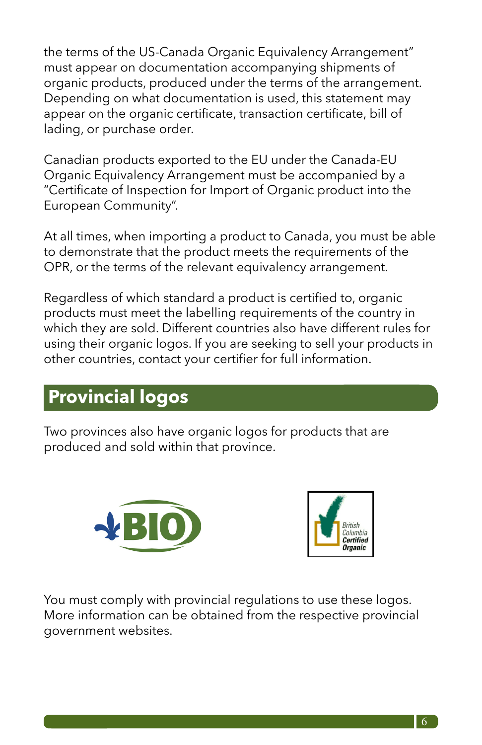the terms of the US-Canada Organic Equivalency Arrangement" must appear on documentation accompanying shipments of organic products, produced under the terms of the arrangement. Depending on what documentation is used, this statement may appear on the organic certificate, transaction certificate, bill of lading, or purchase order.

Canadian products exported to the EU under the Canada-EU Organic Equivalency Arrangement must be accompanied by a "Certificate of Inspection for Import of Organic product into the European Community".

At all times, when importing a product to Canada, you must be able to demonstrate that the product meets the requirements of the OPR, or the terms of the relevant equivalency arrangement.

Regardless of which standard a product is certified to, organic products must meet the labelling requirements of the country in which they are sold. Different countries also have different rules for using their organic logos. If you are seeking to sell your products in other countries, contact your certifier for full information.

## Provincial logos

Two provinces also have organic logos for products that are produced and sold within that province.

You must comply with provincial regulations to use these logos. More information can be obtained from the respective provincial government websites.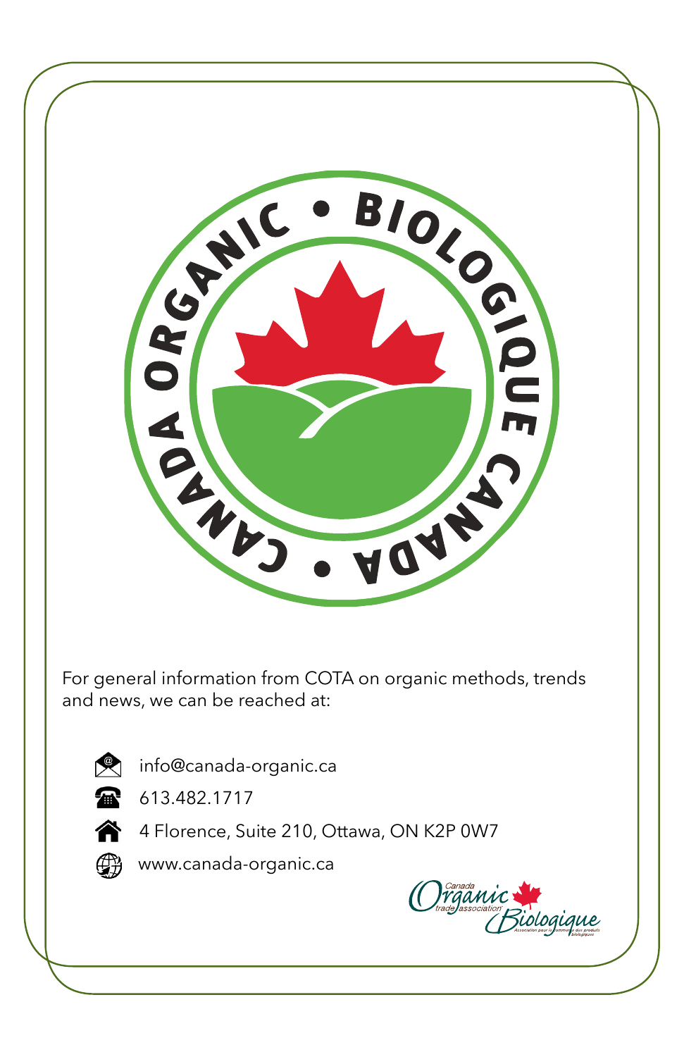For general information from COTA on organic methods, trends and news, we can be reached at:

- info@canada-organic.ca
- 613.482.1717
- 4 Florence, Suite 210, Ottawa, ON K2P 0W7
- www.canada-organic.ca